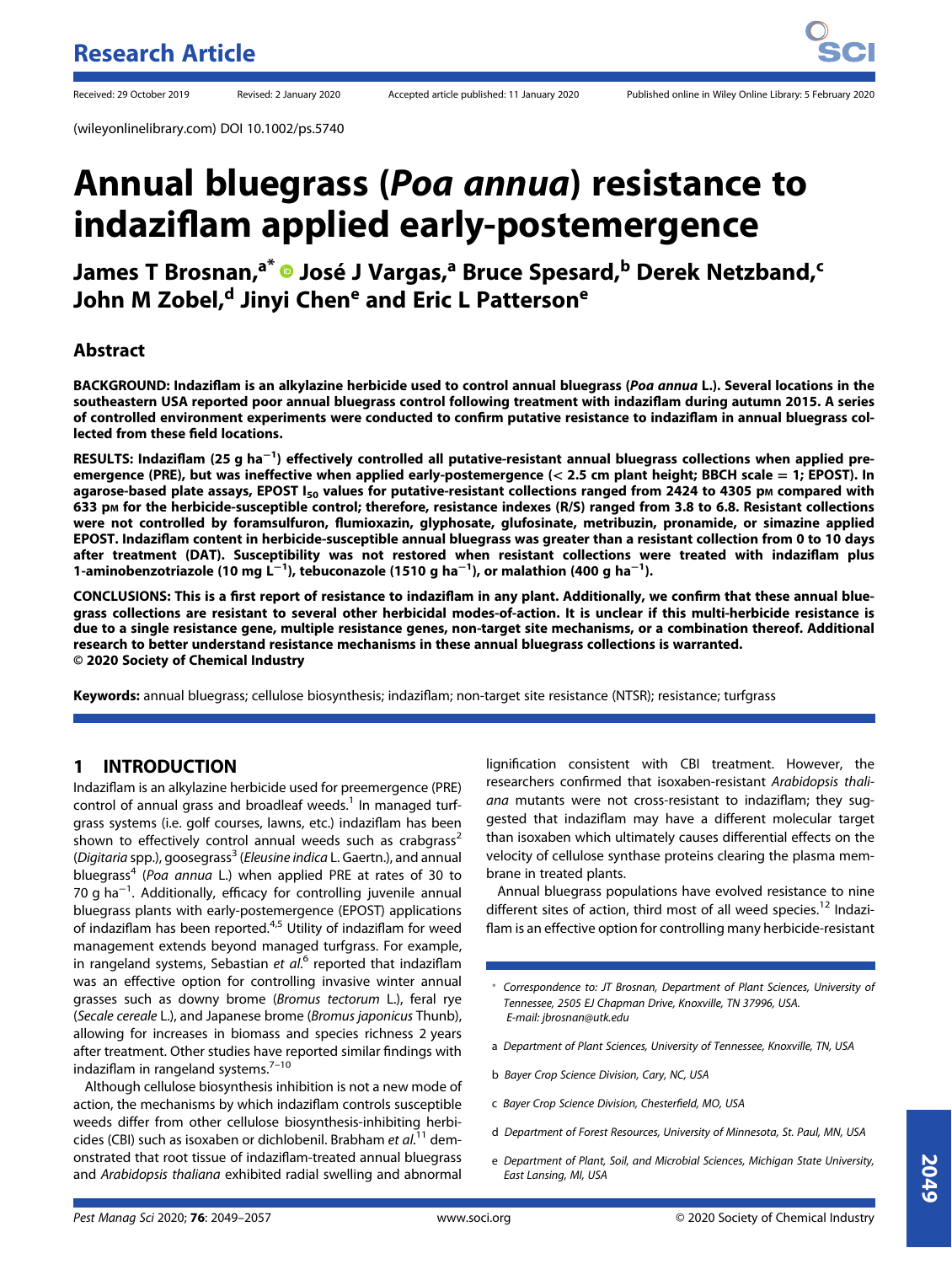Research Article

Received: 29 October 2019 Revised: 2 January 2020 Accepted article published: 11 January 2020 Published online in Wiley Online Library: 5 February 2020

(wileyonlinelibrary.com) DOI 10.1002/ps.5740

# Annual bluegrass (*Poa annua*) resistance to indaziflam applied early-postemergence

**James T Brosnan,[a*] José J Vargas,[a] Bruce Spesard,[b] Derek Netzband,[c] John M Zobel,[d] Jinyi Chen[e] and Eric L Patterson[e]**

## Abstract

**BACKGROUND: Indaziflam is an alkylazine herbicide used to control annual bluegrass (*Poa annua* L.). Several locations in the southeastern USA reported poor annual bluegrass control following treatment with indaziflam during autumn 2015. A series of controlled environment experiments were conducted to confirm putative resistance to indaziflam in annual bluegrass collected from these field locations.**

**RESULTS: Indaziflam (25 g ha$^{-1}$) effectively controlled all putative-resistant annual bluegrass collections when applied pre-emergence (PRE), but was ineffective when applied early-postemergence (< 2.5 cm plant height; BBCH scale = 1; EPOST). In agarose-based plate assays, EPOST $I_{50}$ values for putative-resistant collections ranged from 2424 to 4305 pM compared with 633 pM for the herbicide-susceptible control; therefore, resistance indexes (R/S) ranged from 3.8 to 6.8. Resistant collections were not controlled by foramsulfuron, flumioxazin, glyphosate, glufosinate, metribuzin, pronamide, or simazine applied EPOST. Indaziflam content in herbicide-susceptible annual bluegrass was greater than a resistant collection from 0 to 10 days after treatment (DAT). Susceptibility was not restored when resistant collections were treated with indaziflam plus 1-aminobenzotriazole (10 mg L$^{-1}$), tebuconazole (1510 g ha$^{-1}$), or malathion (400 g ha$^{-1}$).**

**CONCLUSIONS: This is a first report of resistance to indaziflam in any plant. Additionally, we confirm that these annual bluegrass collections are resistant to several other herbicidal modes-of-action. It is unclear if this multi-herbicide resistance is due to a single resistance gene, multiple resistance genes, non-target site mechanisms, or a combination thereof. Additional research to better understand resistance mechanisms in these annual bluegrass collections is warranted.**
**© 2020 Society of Chemical Industry**

**Keywords:** annual bluegrass; cellulose biosynthesis; indaziflam; non-target site resistance (NTSR); resistance; turfgrass

## 1 INTRODUCTION

Indaziflam is an alkylazine herbicide used for preemergence (PRE) control of annual grass and broadleaf weeds.[1] In managed turfgrass systems (i.e. golf courses, lawns, etc.) indaziflam has been shown to effectively control annual weeds such as crabgrass[2] (*Digitaria* spp.), goosegrass[3] (*Eleusine indica* L. Gaertn.), and annual bluegrass[4] (*Poa annua* L.) when applied PRE at rates of 30 to 70 g ha$^{-1}$. Additionally, efficacy for controlling juvenile annual bluegrass plants with early-postemergence (EPOST) applications of indaziflam has been reported.[4,5] Utility of indaziflam for weed management extends beyond managed turfgrass. For example, in rangeland systems, Sebastian *et al*.[6] reported that indaziflam was an effective option for controlling invasive winter annual grasses such as downy brome (*Bromus tectorum* L.), feral rye (*Secale cereale* L.), and Japanese brome (*Bromus japonicus* Thunb), allowing for increases in biomass and species richness 2 years after treatment. Other studies have reported similar findings with indaziflam in rangeland systems.[7–10]

Although cellulose biosynthesis inhibition is not a new mode of action, the mechanisms by which indaziflam controls susceptible weeds differ from other cellulose biosynthesis-inhibiting herbicides (CBI) such as isoxaben or dichlobenil. Brabham *et al*.[11] demonstrated that root tissue of indaziflam-treated annual bluegrass and *Arabidopsis thaliana* exhibited radial swelling and abnormal lignification consistent with CBI treatment. However, the researchers confirmed that isoxaben-resistant *Arabidopsis thaliana* mutants were not cross-resistant to indaziflam; they suggested that indaziflam may have a different molecular target than isoxaben which ultimately causes differential effects on the velocity of cellulose synthase proteins clearing the plasma membrane in treated plants.

Annual bluegrass populations have evolved resistance to nine different sites of action, third most of all weed species.[12] Indaziflam is an effective option for controlling many herbicide-resistant

\* Correspondence to: JT Brosnan, Department of Plant Sciences, University of Tennessee, 2505 EJ Chapman Drive, Knoxville, TN 37996, USA. E-mail: jbrosnan@utk.edu

a Department of Plant Sciences, University of Tennessee, Knoxville, TN, USA

b Bayer Crop Science Division, Cary, NC, USA

c Bayer Crop Science Division, Chesterfield, MO, USA

d Department of Forest Resources, University of Minnesota, St. Paul, MN, USA

e Department of Plant, Soil, and Microbial Sciences, Michigan State University, East Lansing, MI, USA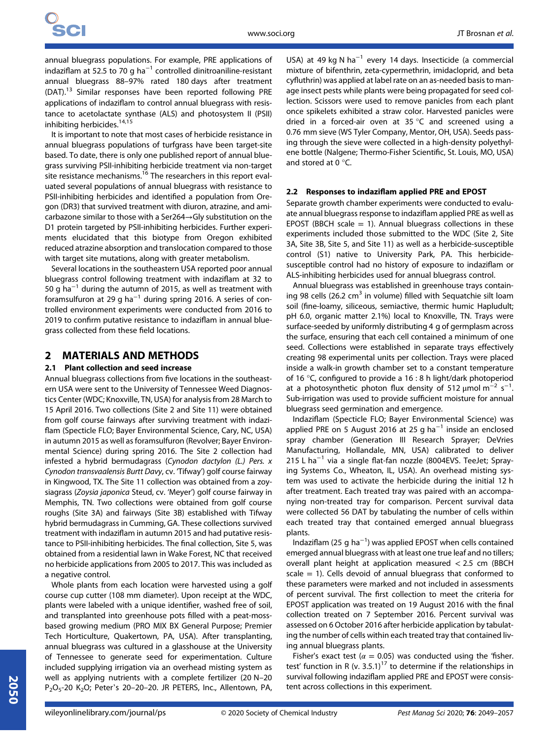annual bluegrass populations. For example, PRE applications of indaziflam at 52.5 to 70 g ha$^{-1}$ controlled dinitroaniline-resistant annual bluegrass 88–97% rated 180 days after treatment (DAT).[13] Similar responses have been reported following PRE applications of indaziflam to control annual bluegrass with resistance to acetolactate synthase (ALS) and photosystem II (PSII) inhibiting herbicides.[14,15]

It is important to note that most cases of herbicide resistance in annual bluegrass populations of turfgrass have been target-site based. To date, there is only one published report of annual bluegrass surviving PSII-inhibiting herbicide treatment via non-target site resistance mechanisms.[16] The researchers in this report evaluated several populations of annual bluegrass with resistance to PSII-inhibiting herbicides and identified a population from Oregon (DR3) that survived treatment with diuron, atrazine, and amicarbazone similar to those with a Ser264→Gly substitution on the D1 protein targeted by PSII-inhibiting herbicides. Further experiments elucidated that this biotype from Oregon exhibited reduced atrazine absorption and translocation compared to those with target site mutations, along with greater metabolism.

Several locations in the southeastern USA reported poor annual bluegrass control following treatment with indaziflam at 32 to 50 g ha$^{-1}$ during the autumn of 2015, as well as treatment with foramsulfuron at 29 g ha$^{-1}$ during spring 2016. A series of controlled environment experiments were conducted from 2016 to 2019 to confirm putative resistance to indaziflam in annual bluegrass collected from these field locations.

## 2 MATERIALS AND METHODS

### 2.1 Plant collection and seed increase

Annual bluegrass collections from five locations in the southeastern USA were sent to the University of Tennessee Weed Diagnostics Center (WDC; Knoxville, TN, USA) for analysis from 28 March to 15 April 2016. Two collections (Site 2 and Site 11) were obtained from golf course fairways after surviving treatment with indaziflam (Specticle FLO; Bayer Environmental Science, Cary, NC, USA) in autumn 2015 as well as foramsulfuron (Revolver; Bayer Environmental Science) during spring 2016. The Site 2 collection had infested a hybrid bermudagrass (*Cynodon dactylon (L.) Pers. x Cynodon transvaalensis Burtt Davy*, cv. 'Tifway') golf course fairway in Kingwood, TX. The Site 11 collection was obtained from a zoysiagrass (*Zoysia japonica* Steud, cv. 'Meyer') golf course fairway in Memphis, TN. Two collections were obtained from golf course roughs (Site 3A) and fairways (Site 3B) established with Tifway hybrid bermudagrass in Cumming, GA. These collections survived treatment with indaziflam in autumn 2015 and had putative resistance to PSII-inhibiting herbicides. The final collection, Site 5, was obtained from a residential lawn in Wake Forest, NC that received no herbicide applications from 2005 to 2017. This was included as a negative control.

Whole plants from each location were harvested using a golf course cup cutter (108 mm diameter). Upon receipt at the WDC, plants were labeled with a unique identifier, washed free of soil, and transplanted into greenhouse pots filled with a peat-moss-based growing medium (PRO MIX BX General Purpose; Premier Tech Horticulture, Quakertown, PA, USA). After transplanting, annual bluegrass was cultured in a glasshouse at the University of Tennessee to generate seed for experimentation. Culture included supplying irrigation via an overhead misting system as well as applying nutrients with a complete fertilizer (20 N–20 $P_2O_5$-20 $K_2O$; Peter's 20–20–20. JR PETERS, Inc., Allentown, PA, USA) at 49 kg N ha$^{-1}$ every 14 days. Insecticide (a commercial mixture of bifenthrin, zeta-cypermethrin, imidacloprid, and beta cyfluthrin) was applied at label rate on an as-needed basis to manage insect pests while plants were being propagated for seed collection. Scissors were used to remove panicles from each plant once spikelets exhibited a straw color. Harvested panicles were dried in a forced-air oven at 35 °C and screened using a 0.76 mm sieve (WS Tyler Company, Mentor, OH, USA). Seeds passing through the sieve were collected in a high-density polyethylene bottle (Nalgene; Thermo-Fisher Scientific, St. Louis, MO, USA) and stored at 0 °C.

### 2.2 Responses to indaziflam applied PRE and EPOST

Separate growth chamber experiments were conducted to evaluate annual bluegrass response to indaziflam applied PRE as well as EPOST (BBCH scale = 1). Annual bluegrass collections in these experiments included those submitted to the WDC (Site 2, Site 3A, Site 3B, Site 5, and Site 11) as well as a herbicide-susceptible control (S1) native to University Park, PA. This herbicide-susceptible control had no history of exposure to indaziflam or ALS-inhibiting herbicides used for annual bluegrass control.

Annual bluegrass was established in greenhouse trays containing 98 cells (26.2 cm$^3$ in volume) filled with Sequatchie silt loam soil (fine-loamy, siliceous, semiactive, thermic humic Hapludult; pH 6.0, organic matter 2.1%) local to Knoxville, TN. Trays were surface-seeded by uniformly distributing 4 g of germplasm across the surface, ensuring that each cell contained a minimum of one seed. Collections were established in separate trays effectively creating 98 experimental units per collection. Trays were placed inside a walk-in growth chamber set to a constant temperature of 16 °C, configured to provide a 16 : 8 h light/dark photoperiod at a photosynthetic photon flux density of 512 μmol m$^{-2}$ s$^{-1}$. Sub-irrigation was used to provide sufficient moisture for annual bluegrass seed germination and emergence.

Indaziflam (Specticle FLO; Bayer Environmental Science) was applied PRE on 5 August 2016 at 25 g ha$^{-1}$ inside an enclosed spray chamber (Generation III Research Sprayer; DeVries Manufacturing, Hollandale, MN, USA) calibrated to deliver 215 L ha$^{-1}$ via a single flat-fan nozzle (8004EVS. TeeJet; Spraying Systems Co., Wheaton, IL, USA). An overhead misting system was used to activate the herbicide during the initial 12 h after treatment. Each treated tray was paired with an accompanying non-treated tray for comparison. Percent survival data were collected 56 DAT by tabulating the number of cells within each treated tray that contained emerged annual bluegrass plants.

Indaziflam (25 g ha$^{-1}$) was applied EPOST when cells contained emerged annual bluegrass with at least one true leaf and no tillers; overall plant height at application measured < 2.5 cm (BBCH scale = 1). Cells devoid of annual bluegrass that conformed to these parameters were marked and not included in assessments of percent survival. The first collection to meet the criteria for EPOST application was treated on 19 August 2016 with the final collection treated on 7 September 2016. Percent survival was assessed on 6 October 2016 after herbicide application by tabulating the number of cells within each treated tray that contained living annual bluegrass plants.

Fisher's exact test ($\alpha = 0.05$) was conducted using the 'fisher.test' function in R (v. 3.5.1)[17] to determine if the relationships in survival following indaziflam applied PRE and EPOST were consistent across collections in this experiment.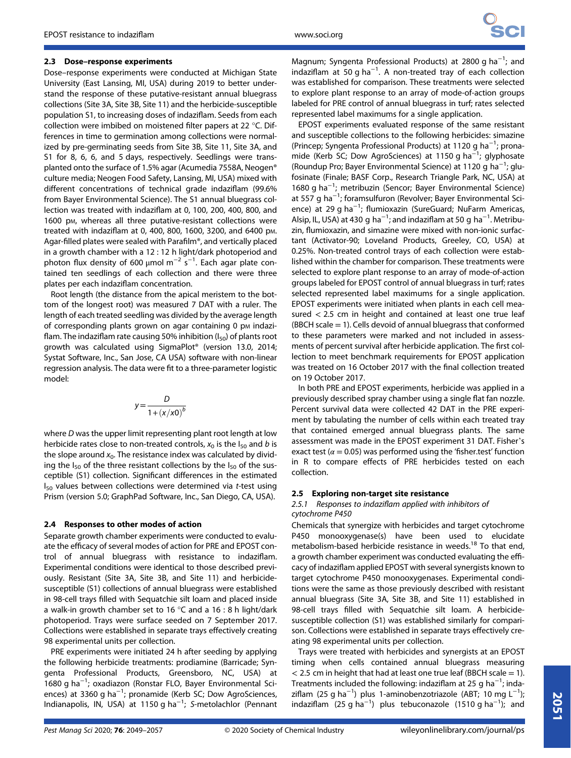### 2.3 Dose–response experiments

Dose–response experiments were conducted at Michigan State University (East Lansing, MI, USA) during 2019 to better understand the response of these putative-resistant annual bluegrass collections (Site 3A, Site 3B, Site 11) and the herbicide-susceptible population S1, to increasing doses of indaziflam. Seeds from each collection were imbibed on moistened filter papers at 22 °C. Differences in time to germination among collections were normalized by pre-germinating seeds from Site 3B, Site 11, Site 3A, and S1 for 8, 6, 6, and 5 days, respectively. Seedlings were transplanted onto the surface of 1.5% agar (Acumedia 7558A, Neogen® culture media; Neogen Food Safety, Lansing, MI, USA) mixed with different concentrations of technical grade indaziflam (99.6% from Bayer Environmental Science). The S1 annual bluegrass collection was treated with indaziflam at 0, 100, 200, 400, 800, and 1600 pM, whereas all three putative-resistant collections were treated with indaziflam at 0, 400, 800, 1600, 3200, and 6400 pM. Agar-filled plates were sealed with Parafilm®, and vertically placed in a growth chamber with a 12 : 12 h light/dark photoperiod and photon flux density of 600 μmol $m^{-2}$ $s^{-1}$. Each agar plate contained ten seedlings of each collection and there were three plates per each indaziflam concentration.

Root length (the distance from the apical meristem to the bottom of the longest root) was measured 7 DAT with a ruler. The length of each treated seedling was divided by the average length of corresponding plants grown on agar containing 0 pM indaziflam. The indaziflam rate causing 50% inhibition ($I_{50}$) of plants root growth was calculated using SigmaPlot® (version 13.0, 2014; Systat Software, Inc., San Jose, CA, USA) software with non-linear regression analysis. The data were fit to a three-parameter logistic model:

$$y = \frac{D}{1 + (x/x0)^b}$$

where $D$ was the upper limit representing plant root length at low herbicide rates close to non-treated controls, $x_0$ is the $I_{50}$ and $b$ is the slope around $x_0$. The resistance index was calculated by dividing the $I_{50}$ of the three resistant collections by the $I_{50}$ of the susceptible (S1) collection. Significant differences in the estimated $I_{50}$ values between collections were determined via $t$-test using Prism (version 5.0; GraphPad Software, Inc., San Diego, CA, USA).

### 2.4 Responses to other modes of action

Separate growth chamber experiments were conducted to evaluate the efficacy of several modes of action for PRE and EPOST control of annual bluegrass with resistance to indaziflam. Experimental conditions were identical to those described previously. Resistant (Site 3A, Site 3B, and Site 11) and herbicide-susceptible (S1) collections of annual bluegrass were established in 98-cell trays filled with Sequatchie silt loam and placed inside a walk-in growth chamber set to 16 °C and a 16 : 8 h light/dark photoperiod. Trays were surface seeded on 7 September 2017. Collections were established in separate trays effectively creating 98 experimental units per collection.

PRE experiments were initiated 24 h after seeding by applying the following herbicide treatments: prodiamine (Barricade; Syngenta Professional Products, Greensboro, NC, USA) at 1680 g $ha^{-1}$; oxadiazon (Ronstar FLO, Bayer Environmental Sciences) at 3360 g $ha^{-1}$; pronamide (Kerb SC; Dow AgroSciences, Indianapolis, IN, USA) at 1150 g $ha^{-1}$; S-metolachlor (Pennant Magnum; Syngenta Professional Products) at 2800 g $ha^{-1}$; and indaziflam at 50 g $ha^{-1}$. A non-treated tray of each collection was established for comparison. These treatments were selected to explore plant response to an array of mode-of-action groups labeled for PRE control of annual bluegrass in turf; rates selected represented label maximums for a single application.

EPOST experiments evaluated response of the same resistant and susceptible collections to the following herbicides: simazine (Princep; Syngenta Professional Products) at 1120 g $ha^{-1}$; pronamide (Kerb SC; Dow AgroSciences) at 1150 g $ha^{-1}$; glyphosate (Roundup Pro; Bayer Environmental Science) at 1120 g $ha^{-1}$; glufosinate (Finale; BASF Corp., Research Triangle Park, NC, USA) at 1680 g $ha^{-1}$; metribuzin (Sencor; Bayer Environmental Science) at 557 g $ha^{-1}$; foramsulfuron (Revolver; Bayer Environmental Science) at 29 g $ha^{-1}$; flumioxazin (SureGuard; NuFarm Americas, Alsip, IL, USA) at 430 g $ha^{-1}$; and indaziflam at 50 g $ha^{-1}$. Metribuzin, flumioxazin, and simazine were mixed with non-ionic surfactant (Activator-90; Loveland Products, Greeley, CO, USA) at 0.25%. Non-treated control trays of each collection were established within the chamber for comparison. These treatments were selected to explore plant response to an array of mode-of-action groups labeled for EPOST control of annual bluegrass in turf; rates selected represented label maximums for a single application. EPOST experiments were initiated when plants in each cell measured < 2.5 cm in height and contained at least one true leaf (BBCH scale = 1). Cells devoid of annual bluegrass that conformed to these parameters were marked and not included in assessments of percent survival after herbicide application. The first collection to meet benchmark requirements for EPOST application was treated on 16 October 2017 with the final collection treated on 19 October 2017.

In both PRE and EPOST experiments, herbicide was applied in a previously described spray chamber using a single flat fan nozzle. Percent survival data were collected 42 DAT in the PRE experiment by tabulating the number of cells within each treated tray that contained emerged annual bluegrass plants. The same assessment was made in the EPOST experiment 31 DAT. Fisher's exact test ($\alpha = 0.05$) was performed using the 'fisher.test' function in R to compare effects of PRE herbicides tested on each collection.

### 2.5 Exploring non-target site resistance

#### 2.5.1 Responses to indaziflam applied with inhibitors of cytochrome P450

Chemicals that synergize with herbicides and target cytochrome P450 monooxygenase(s) have been used to elucidate metabolism-based herbicide resistance in weeds.[18] To that end, a growth chamber experiment was conducted evaluating the efficacy of indaziflam applied EPOST with several synergists known to target cytochrome P450 monooxygenases. Experimental conditions were the same as those previously described with resistant annual bluegrass (Site 3A, Site 3B, and Site 11) established in 98-cell trays filled with Sequatchie silt loam. A herbicide-susceptible collection (S1) was established similarly for comparison. Collections were established in separate trays effectively creating 98 experimental units per collection.

Trays were treated with herbicides and synergists at an EPOST timing when cells contained annual bluegrass measuring < 2.5 cm in height that had at least one true leaf (BBCH scale = 1). Treatments included the following: indaziflam at 25 g $ha^{-1}$; indaziflam (25 g $ha^{-1}$) plus 1-aminobenzotriazole (ABT; 10 mg $L^{-1}$); indaziflam (25 g $ha^{-1}$) plus tebuconazole (1510 g $ha^{-1}$); and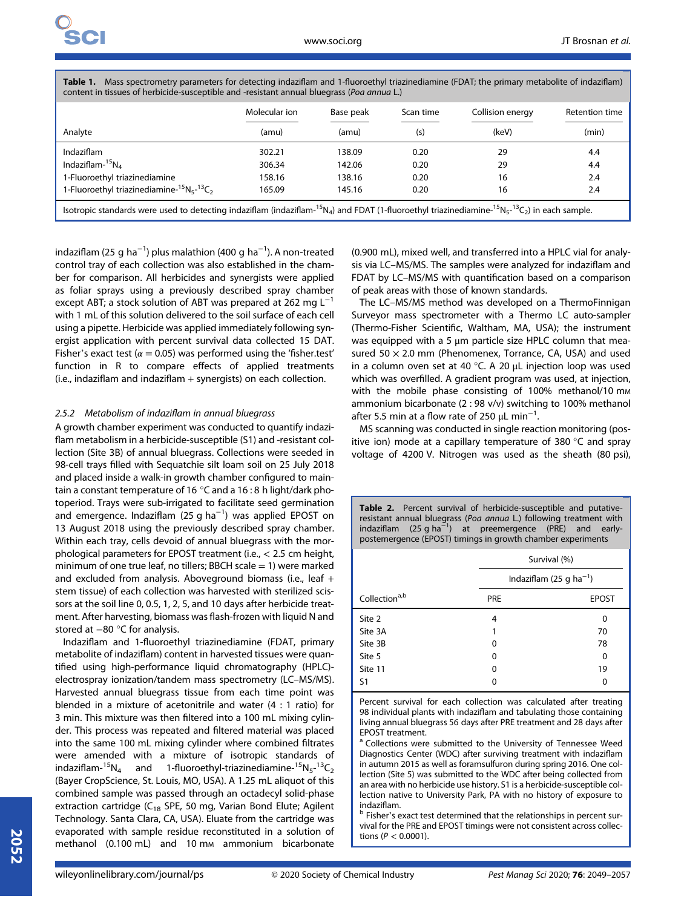**Table 1.** Mass spectrometry parameters for detecting indaziflam and 1-fluoroethyl triazinediamine (FDAT; the primary metabolite of indaziflam) content in tissues of herbicide-susceptible and -resistant annual bluegrass (*Poa annua* L.)

| Analyte | Molecular ion (amu) | Base peak (amu) | Scan time (s) | Collision energy (keV) | Retention time (min) |
|---|---|---|---|---|---|
| Indaziflam | 302.21 | 138.09 | 0.20 | 29 | 4.4 |
| Indaziflam-$^{15}N_4$ | 306.34 | 142.06 | 0.20 | 29 | 4.4 |
| 1-Fluoroethyl triazinediamine | 158.16 | 138.16 | 0.20 | 16 | 2.4 |
| 1-Fluoroethyl triazinediamine-$^{15}N_5$-$^{13}C_2$ | 165.09 | 145.16 | 0.20 | 16 | 2.4 |

Isotropic standards were used to detecting indaziflam (indaziflam-$^{15}N_4$) and FDAT (1-fluoroethyl triazinediamine-$^{15}N_5$-$^{13}C_2$) in each sample.

indaziflam (25 g ha$^{-1}$) plus malathion (400 g ha$^{-1}$). A non-treated control tray of each collection was also established in the chamber for comparison. All herbicides and synergists were applied as foliar sprays using a previously described spray chamber except ABT; a stock solution of ABT was prepared at 262 mg L$^{-1}$ with 1 mL of this solution delivered to the soil surface of each cell using a pipette. Herbicide was applied immediately following synergist application with percent survival data collected 15 DAT. Fisher's exact test ($\alpha = 0.05$) was performed using the 'fisher.test' function in R to compare effects of applied treatments (i.e., indaziflam and indaziflam + synergists) on each collection.

### 2.5.2 Metabolism of indaziflam in annual bluegrass

A growth chamber experiment was conducted to quantify indaziflam metabolism in a herbicide-susceptible (S1) and -resistant collection (Site 3B) of annual bluegrass. Collections were seeded in 98-cell trays filled with Sequatchie silt loam soil on 25 July 2018 and placed inside a walk-in growth chamber configured to maintain a constant temperature of 16 °C and a 16 : 8 h light/dark photoperiod. Trays were sub-irrigated to facilitate seed germination and emergence. Indaziflam (25 g ha$^{-1}$) was applied EPOST on 13 August 2018 using the previously described spray chamber. Within each tray, cells devoid of annual bluegrass with the morphological parameters for EPOST treatment (i.e., < 2.5 cm height, minimum of one true leaf, no tillers; BBCH scale = 1) were marked and excluded from analysis. Aboveground biomass (i.e., leaf + stem tissue) of each collection was harvested with sterilized scissors at the soil line 0, 0.5, 1, 2, 5, and 10 days after herbicide treatment. After harvesting, biomass was flash-frozen with liquid N and stored at −80 °C for analysis.

Indaziflam and 1-fluoroethyl triazinediamine (FDAT, primary metabolite of indaziflam) content in harvested tissues were quantified using high-performance liquid chromatography (HPLC)-electrospray ionization/tandem mass spectrometry (LC–MS/MS). Harvested annual bluegrass tissue from each time point was blended in a mixture of acetonitrile and water (4 : 1 ratio) for 3 min. This mixture was then filtered into a 100 mL mixing cylinder. This process was repeated and filtered material was placed into the same 100 mL mixing cylinder where combined filtrates were amended with a mixture of isotropic standards of indaziflam-$^{15}N_4$ and 1-fluoroethyl-triazinediamine-$^{15}N_5$-$^{13}C_2$ (Bayer CropScience, St. Louis, MO, USA). A 1.25 mL aliquot of this combined sample was passed through an octadecyl solid-phase extraction cartridge ($C_{18}$ SPE, 50 mg, Varian Bond Elute; Agilent Technology. Santa Clara, CA, USA). Eluate from the cartridge was evaporated with sample residue reconstituted in a solution of methanol (0.100 mL) and 10 mM ammonium bicarbonate (0.900 mL), mixed well, and transferred into a HPLC vial for analysis via LC–MS/MS. The samples were analyzed for indaziflam and FDAT by LC–MS/MS with quantification based on a comparison of peak areas with those of known standards.

The LC–MS/MS method was developed on a ThermoFinnigan Surveyor mass spectrometer with a Thermo LC auto-sampler (Thermo-Fisher Scientific, Waltham, MA, USA); the instrument was equipped with a 5 μm particle size HPLC column that measured 50 × 2.0 mm (Phenomenex, Torrance, CA, USA) and used in a column oven set at 40 °C. A 20 μL injection loop was used which was overfilled. A gradient program was used, at injection, with the mobile phase consisting of 100% methanol/10 mM ammonium bicarbonate (2 : 98 v/v) switching to 100% methanol after 5.5 min at a flow rate of 250 μL min$^{-1}$.

MS scanning was conducted in single reaction monitoring (positive ion) mode at a capillary temperature of 380 °C and spray voltage of 4200 V. Nitrogen was used as the sheath (80 psi),

**Table 2.** Percent survival of herbicide-susceptible and putative-resistant annual bluegrass (*Poa annua* L.) following treatment with indaziflam (25 g ha$^{-1}$) at preemergence (PRE) and early-postemergence (EPOST) timings in growth chamber experiments

| | Survival (%) | |
|---|---|---|
| | Indaziflam (25 g ha$^{-1}$) | |
| Collection[a,b] | PRE | EPOST |
| Site 2 | 4 | 0 |
| Site 3A | 1 | 70 |
| Site 3B | 0 | 78 |
| Site 5 | 0 | 0 |
| Site 11 | 0 | 19 |
| S1 | 0 | 0 |

Percent survival for each collection was calculated after treating 98 individual plants with indaziflam and tabulating those containing living annual bluegrass 56 days after PRE treatment and 28 days after EPOST treatment.

[a] Collections were submitted to the University of Tennessee Weed Diagnostics Center (WDC) after surviving treatment with indaziflam in autumn 2015 as well as foramsulfuron during spring 2016. One collection (Site 5) was submitted to the WDC after being collected from an area with no herbicide use history. S1 is a herbicide-susceptible collection native to University Park, PA with no history of exposure to indaziflam.

[b] Fisher's exact test determined that the relationships in percent survival for the PRE and EPOST timings were not consistent across collections ($P < 0.0001$).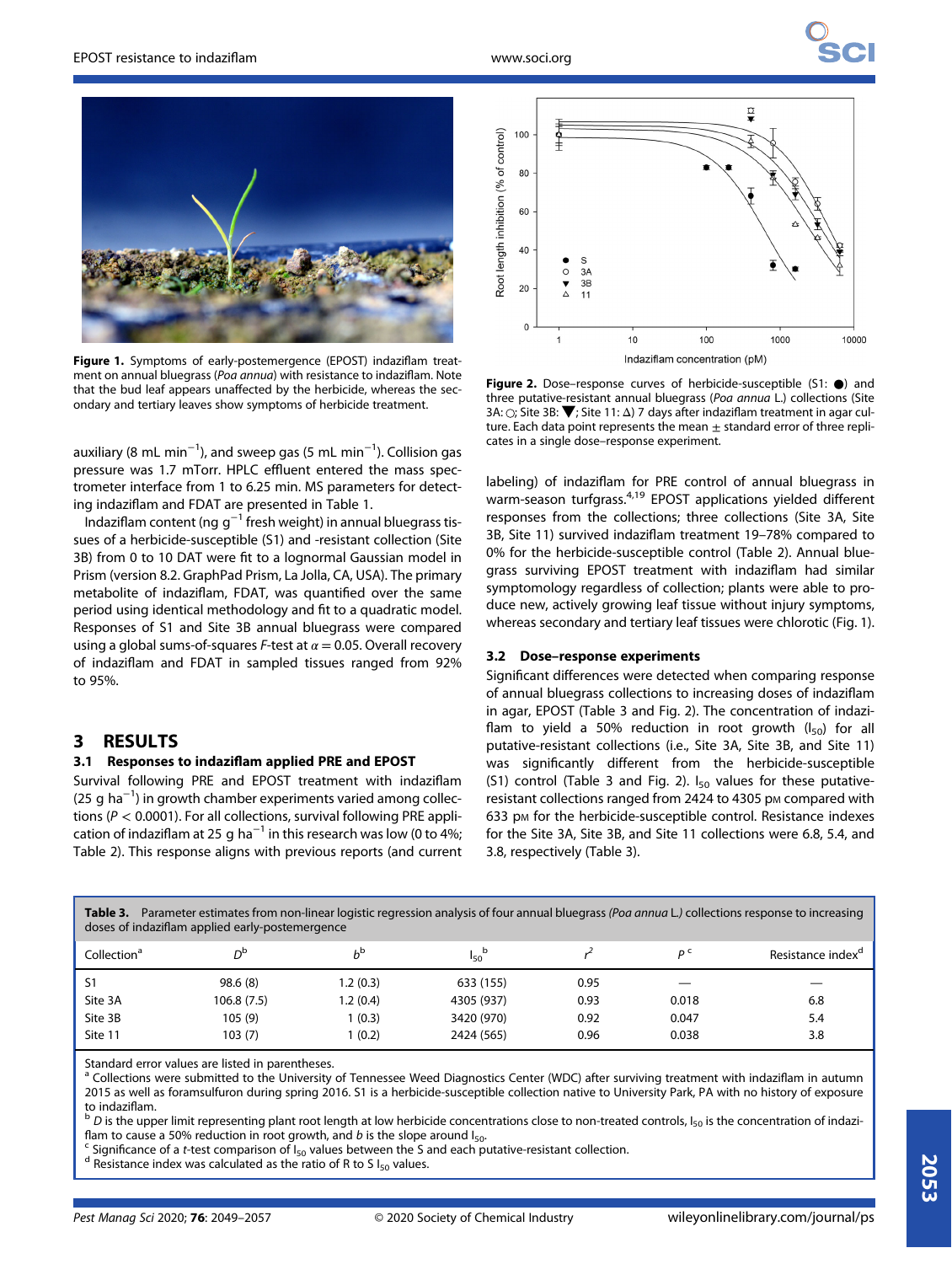**Figure 1.** Symptoms of early-postemergence (EPOST) indaziflam treatment on annual bluegrass (*Poa annua*) with resistance to indaziflam. Note that the bud leaf appears unaffected by the herbicide, whereas the secondary and tertiary leaves show symptoms of herbicide treatment.

auxiliary (8 mL min$^{-1}$), and sweep gas (5 mL min$^{-1}$). Collision gas pressure was 1.7 mTorr. HPLC effluent entered the mass spectrometer interface from 1 to 6.25 min. MS parameters for detecting indaziflam and FDAT are presented in Table 1.

Indaziflam content (ng g$^{-1}$ fresh weight) in annual bluegrass tissues of a herbicide-susceptible (S1) and -resistant collection (Site 3B) from 0 to 10 DAT were fit to a lognormal Gaussian model in Prism (version 8.2. GraphPad Prism, La Jolla, CA, USA). The primary metabolite of indaziflam, FDAT, was quantified over the same period using identical methodology and fit to a quadratic model. Responses of S1 and Site 3B annual bluegrass were compared using a global sums-of-squares *F*-test at $\alpha = 0.05$. Overall recovery of indaziflam and FDAT in sampled tissues ranged from 92% to 95%.

## 3 RESULTS

### 3.1 Responses to indaziflam applied PRE and EPOST

Survival following PRE and EPOST treatment with indaziflam (25 g ha$^{-1}$) in growth chamber experiments varied among collections ($P < 0.0001$). For all collections, survival following PRE application of indaziflam at 25 g ha$^{-1}$ in this research was low (0 to 4%; Table 2). This response aligns with previous reports (and current labeling) of indaziflam for PRE control of annual bluegrass in warm-season turfgrass.[4,19] EPOST applications yielded different responses from the collections; three collections (Site 3A, Site 3B, Site 11) survived indaziflam treatment 19–78% compared to 0% for the herbicide-susceptible control (Table 2). Annual bluegrass surviving EPOST treatment with indaziflam had similar symptomology regardless of collection; plants were able to produce new, actively growing leaf tissue without injury symptoms, whereas secondary and tertiary leaf tissues were chlorotic (Fig. 1).

**Figure 2.** Dose–response curves of herbicide-susceptible (S1: ●) and three putative-resistant annual bluegrass (*Poa annua* L.) collections (Site 3A: ○; Site 3B: ▼; Site 11: Δ) 7 days after indaziflam treatment in agar culture. Each data point represents the mean ± standard error of three replicates in a single dose–response experiment.

### 3.2 Dose–response experiments

Significant differences were detected when comparing response of annual bluegrass collections to increasing doses of indaziflam in agar, EPOST (Table 3 and Fig. 2). The concentration of indaziflam to yield a 50% reduction in root growth ($I_{50}$) for all putative-resistant collections (i.e., Site 3A, Site 3B, and Site 11) was significantly different from the herbicide-susceptible (S1) control (Table 3 and Fig. 2). $I_{50}$ values for these putative-resistant collections ranged from 2424 to 4305 pM compared with 633 pM for the herbicide-susceptible control. Resistance indexes for the Site 3A, Site 3B, and Site 11 collections were 6.8, 5.4, and 3.8, respectively (Table 3).

**Table 3.** Parameter estimates from non-linear logistic regression analysis of four annual bluegrass *(Poa annua* L.) collections response to increasing doses of indaziflam applied early-postemergence

| Collection[a] | $D$[b] | $b$[b] | $I_{50}$[b] | $r^2$ | $P$[c] | Resistance index[d] |
|---|---|---|---|---|---|---|
| S1 | 98.6 (8) | 1.2 (0.3) | 633 (155) | 0.95 | — | — |
| Site 3A | 106.8 (7.5) | 1.2 (0.4) | 4305 (937) | 0.93 | 0.018 | 6.8 |
| Site 3B | 105 (9) | 1 (0.3) | 3420 (970) | 0.92 | 0.047 | 5.4 |
| Site 11 | 103 (7) | 1 (0.2) | 2424 (565) | 0.96 | 0.038 | 3.8 |

Standard error values are listed in parentheses.
[a] Collections were submitted to the University of Tennessee Weed Diagnostics Center (WDC) after surviving treatment with indaziflam in autumn 2015 as well as foramsulfuron during spring 2016. S1 is a herbicide-susceptible collection native to University Park, PA with no history of exposure to indaziflam.
[b] $D$ is the upper limit representing plant root length at low herbicide concentrations close to non-treated controls, $I_{50}$ is the concentration of indaziflam to cause a 50% reduction in root growth, and $b$ is the slope around $I_{50}$.
[c] Significance of a *t*-test comparison of $I_{50}$ values between the S and each putative-resistant collection.
[d] Resistance index was calculated as the ratio of R to S $I_{50}$ values.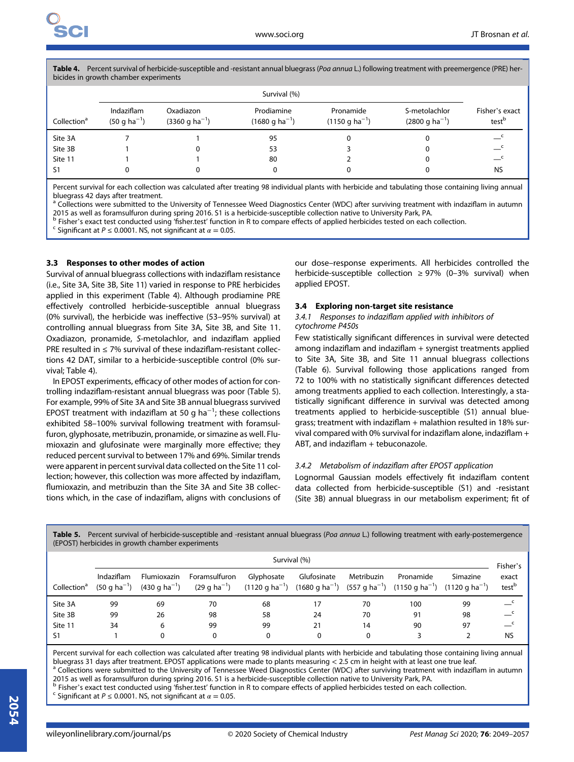**Table 4.** Percent survival of herbicide-susceptible and -resistant annual bluegrass (*Poa annua* L.) following treatment with preemergence (PRE) herbicides in growth chamber experiments

| | Survival (%) | | | | | |
|---|---|---|---|---|---|---|
| Collection[a] | Indaziflam (50 g ha$^{-1}$) | Oxadiazon (3360 g ha$^{-1}$) | Prodiamine (1680 g ha$^{-1}$) | Pronamide (1150 g ha$^{-1}$) | S-metolachlor (2800 g ha$^{-1}$) | Fisher's exact test[b] |
| Site 3A | 7 | 1 | 95 | 0 | 0 | —[c] |
| Site 3B | 1 | 0 | 53 | 3 | 0 | —[c] |
| Site 11 | 1 | 1 | 80 | 2 | 0 | —[c] |
| S1 | 0 | 0 | 0 | 0 | 0 | NS |

Percent survival for each collection was calculated after treating 98 individual plants with herbicide and tabulating those containing living annual bluegrass 42 days after treatment.
[a] Collections were submitted to the University of Tennessee Weed Diagnostics Center (WDC) after surviving treatment with indaziflam in autumn 2015 as well as foramsulfuron during spring 2016. S1 is a herbicide-susceptible collection native to University Park, PA.
[b] Fisher's exact test conducted using 'fisher.test' function in R to compare effects of applied herbicides tested on each collection.
[c] Significant at $P \leq 0.0001$. NS, not significant at $\alpha = 0.05$.

### 3.3 Responses to other modes of action

Survival of annual bluegrass collections with indaziflam resistance (i.e., Site 3A, Site 3B, Site 11) varied in response to PRE herbicides applied in this experiment (Table 4). Although prodiamine PRE effectively controlled herbicide-susceptible annual bluegrass (0% survival), the herbicide was ineffective (53–95% survival) at controlling annual bluegrass from Site 3A, Site 3B, and Site 11. Oxadiazon, pronamide, *S*-metolachlor, and indaziflam applied PRE resulted in ≤ 7% survival of these indaziflam-resistant collections 42 DAT, similar to a herbicide-susceptible control (0% survival; Table 4).

In EPOST experiments, efficacy of other modes of action for controlling indaziflam-resistant annual bluegrass was poor (Table 5). For example, 99% of Site 3A and Site 3B annual bluegrass survived EPOST treatment with indaziflam at 50 g ha$^{-1}$; these collections exhibited 58–100% survival following treatment with foramsulfuron, glyphosate, metribuzin, pronamide, or simazine as well. Flumioxazin and glufosinate were marginally more effective; they reduced percent survival to between 17% and 69%. Similar trends were apparent in percent survival data collected on the Site 11 collection; however, this collection was more affected by indaziflam, flumioxazin, and metribuzin than the Site 3A and Site 3B collections which, in the case of indaziflam, aligns with conclusions of our dose–response experiments. All herbicides controlled the herbicide-susceptible collection ≥ 97% (0–3% survival) when applied EPOST.

### 3.4 Exploring non-target site resistance

#### 3.4.1 *Responses to indaziflam applied with inhibitors of cytochrome P450s*

Few statistically significant differences in survival were detected among indaziflam and indaziflam + synergist treatments applied to Site 3A, Site 3B, and Site 11 annual bluegrass collections (Table 6). Survival following those applications ranged from 72 to 100% with no statistically significant differences detected among treatments applied to each collection. Interestingly, a statistically significant difference in survival was detected among treatments applied to herbicide-susceptible (S1) annual bluegrass; treatment with indaziflam + malathion resulted in 18% survival compared with 0% survival for indaziflam alone, indaziflam + ABT, and indaziflam + tebuconazole.

#### 3.4.2 *Metabolism of indaziflam after EPOST application*

Lognormal Gaussian models effectively fit indaziflam content data collected from herbicide-susceptible (S1) and -resistant (Site 3B) annual bluegrass in our metabolism experiment; fit of

**Table 5.** Percent survival of herbicide-susceptible and -resistant annual bluegrass (*Poa annua* L.) following treatment with early-postemergence (EPOST) herbicides in growth chamber experiments

| | Survival (%) | | | | | | | | |
|---|---|---|---|---|---|---|---|---|---|
| Collection[a] | Indaziflam (50 g ha$^{-1}$) | Flumioxazin (430 g ha$^{-1}$) | Foramsulfuron (29 g ha$^{-1}$) | Glyphosate (1120 g ha$^{-1}$) | Glufosinate (1680 g ha$^{-1}$) | Metribuzin (557 g ha$^{-1}$) | Pronamide (1150 g ha$^{-1}$) | Simazine (1120 g ha$^{-1}$) | Fisher's exact test[b] |
| Site 3A | 99 | 69 | 70 | 68 | 17 | 70 | 100 | 99 | —[c] |
| Site 3B | 99 | 26 | 98 | 58 | 24 | 70 | 91 | 98 | —[c] |
| Site 11 | 34 | 6 | 99 | 99 | 21 | 14 | 90 | 97 | —[c] |
| S1 | 1 | 0 | 0 | 0 | 0 | 0 | 3 | 2 | NS |

Percent survival for each collection was calculated after treating 98 individual plants with herbicide and tabulating those containing living annual bluegrass 31 days after treatment. EPOST applications were made to plants measuring < 2.5 cm in height with at least one true leaf.
[a] Collections were submitted to the University of Tennessee Weed Diagnostics Center (WDC) after surviving treatment with indaziflam in autumn 2015 as well as foramsulfuron during spring 2016. S1 is a herbicide-susceptible collection native to University Park, PA.
[b] Fisher's exact test conducted using 'fisher.test' function in R to compare effects of applied herbicides tested on each collection.
[c] Significant at $P \leq 0.0001$. NS, not significant at $\alpha = 0.05$.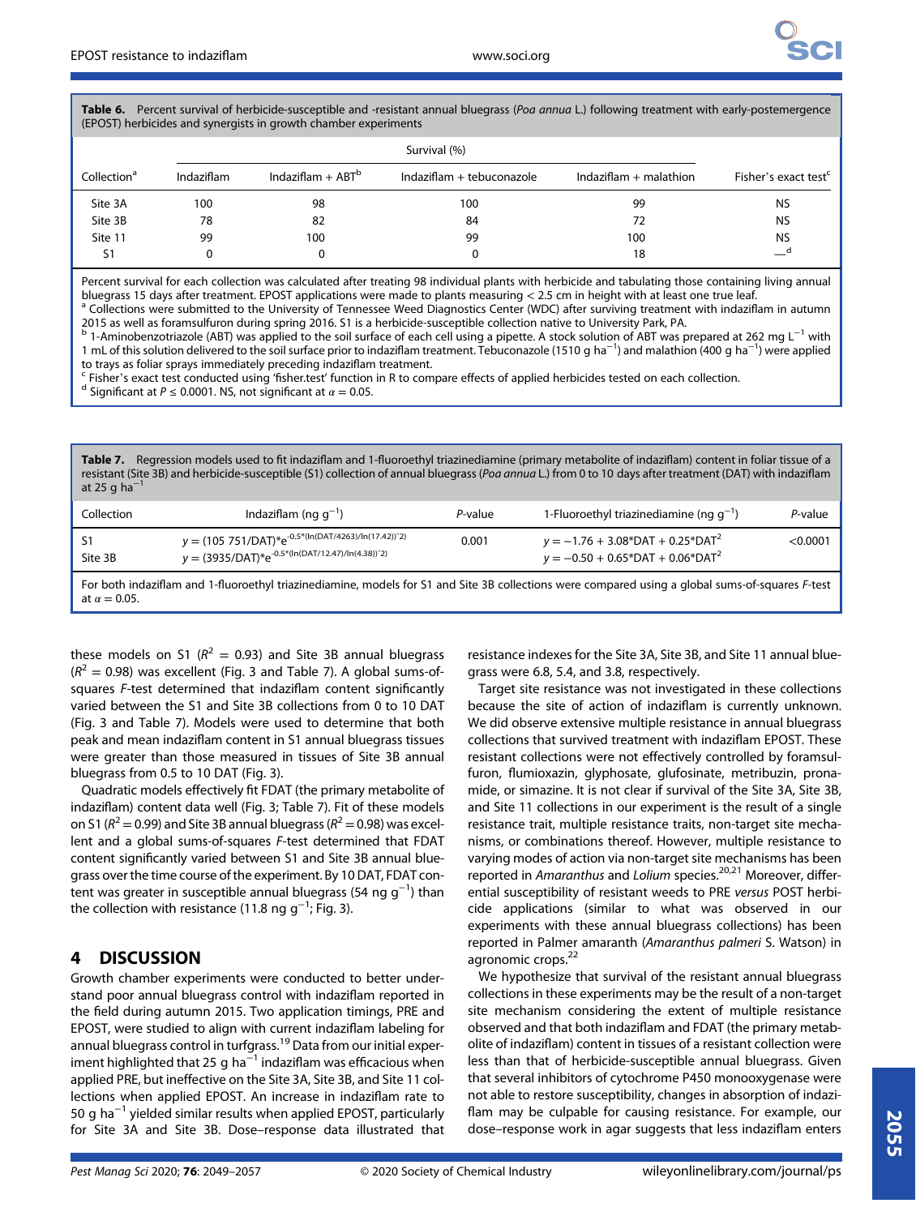**Table 6.** Percent survival of herbicide-susceptible and -resistant annual bluegrass (*Poa annua* L.) following treatment with early-postemergence (EPOST) herbicides and synergists in growth chamber experiments

| Collection[a] | Survival (%) | | | | Fisher's exact test[c] |
|---|---|---|---|---|---|
| | Indaziflam | Indaziflam + ABT[b] | Indaziflam + tebuconazole | Indaziflam + malathion | |
| Site 3A | 100 | 98 | 100 | 99 | NS |
| Site 3B | 78 | 82 | 84 | 72 | NS |
| Site 11 | 99 | 100 | 99 | 100 | NS |
| S1 | 0 | 0 | 0 | 18 | —[d] |

Percent survival for each collection was calculated after treating 98 individual plants with herbicide and tabulating those containing living annual bluegrass 15 days after treatment. EPOST applications were made to plants measuring < 2.5 cm in height with at least one true leaf.

[a] Collections were submitted to the University of Tennessee Weed Diagnostics Center (WDC) after surviving treatment with indaziflam in autumn 2015 as well as foramsulfuron during spring 2016. S1 is a herbicide-susceptible collection native to University Park, PA.

[b] 1-Aminobenzotriazole (ABT) was applied to the soil surface of each cell using a pipette. A stock solution of ABT was prepared at 262 mg $L^{-1}$ with 1 mL of this solution delivered to the soil surface prior to indaziflam treatment. Tebuconazole (1510 g $ha^{-1}$) and malathion (400 g $ha^{-1}$) were applied to trays as foliar sprays immediately preceding indaziflam treatment.

[c] Fisher's exact test conducted using 'fisher.test' function in R to compare effects of applied herbicides tested on each collection.

[d] Significant at $P \leq 0.0001$. NS, not significant at $\alpha = 0.05$.

**Table 7.** Regression models used to fit indaziflam and 1-fluoroethyl triazinediamine (primary metabolite of indaziflam) content in foliar tissue of a resistant (Site 3B) and herbicide-susceptible (S1) collection of annual bluegrass (*Poa annua* L.) from 0 to 10 days after treatment (DAT) with indaziflam at 25 g $ha^{-1}$

| Collection | Indaziflam (ng $g^{-1}$) | *P*-value | 1-Fluoroethyl triazinediamine (ng $g^{-1}$) | *P*-value |
|---|---|---|---|---|
| S1 | $y = (105\,751/\text{DAT})*e^{-0.5*(\ln(\text{DAT}/4263)/\ln(17.42))^2}$ | 0.001 | $y = -1.76 + 3.08*\text{DAT} + 0.25*\text{DAT}^2$ | <0.0001 |
| Site 3B | $y = (3935/\text{DAT})*e^{-0.5*(\ln(\text{DAT}/12.47)/\ln(4.38))^2}$ | | $y = -0.50 + 0.65*\text{DAT} + 0.06*\text{DAT}^2$ | |

For both indaziflam and 1-fluoroethyl triazinediamine, models for S1 and Site 3B collections were compared using a global sums-of-squares *F*-test at $\alpha = 0.05$.

these models on S1 ($R^2 = 0.93$) and Site 3B annual bluegrass ($R^2 = 0.98$) was excellent (Fig. 3 and Table 7). A global sums-of-squares *F*-test determined that indaziflam content significantly varied between the S1 and Site 3B collections from 0 to 10 DAT (Fig. 3 and Table 7). Models were used to determine that both peak and mean indaziflam content in S1 annual bluegrass tissues were greater than those measured in tissues of Site 3B annual bluegrass from 0.5 to 10 DAT (Fig. 3).

Quadratic models effectively fit FDAT (the primary metabolite of indaziflam) content data well (Fig. 3; Table 7). Fit of these models on S1 ($R^2 = 0.99$) and Site 3B annual bluegrass ($R^2 = 0.98$) was excellent and a global sums-of-squares *F*-test determined that FDAT content significantly varied between S1 and Site 3B annual bluegrass over the time course of the experiment. By 10 DAT, FDAT content was greater in susceptible annual bluegrass (54 ng $g^{-1}$) than the collection with resistance (11.8 ng $g^{-1}$; Fig. 3).

## 4 DISCUSSION

Growth chamber experiments were conducted to better understand poor annual bluegrass control with indaziflam reported in the field during autumn 2015. Two application timings, PRE and EPOST, were studied to align with current indaziflam labeling for annual bluegrass control in turfgrass.[19] Data from our initial experiment highlighted that 25 g $ha^{-1}$ indaziflam was efficacious when applied PRE, but ineffective on the Site 3A, Site 3B, and Site 11 collections when applied EPOST. An increase in indaziflam rate to 50 g $ha^{-1}$ yielded similar results when applied EPOST, particularly for Site 3A and Site 3B. Dose–response data illustrated that resistance indexes for the Site 3A, Site 3B, and Site 11 annual bluegrass were 6.8, 5.4, and 3.8, respectively.

Target site resistance was not investigated in these collections because the site of action of indaziflam is currently unknown. We did observe extensive multiple resistance in annual bluegrass collections that survived treatment with indaziflam EPOST. These resistant collections were not effectively controlled by foramsulfuron, flumioxazin, glyphosate, glufosinate, metribuzin, pronamide, or simazine. It is not clear if survival of the Site 3A, Site 3B, and Site 11 collections in our experiment is the result of a single resistance trait, multiple resistance traits, non-target site mechanisms, or combinations thereof. However, multiple resistance to varying modes of action via non-target site mechanisms has been reported in *Amaranthus* and *Lolium* species.[20,21] Moreover, differential susceptibility of resistant weeds to PRE *versus* POST herbicide applications (similar to what was observed in our experiments with these annual bluegrass collections) has been reported in Palmer amaranth (*Amaranthus palmeri* S. Watson) in agronomic crops.[22]

We hypothesize that survival of the resistant annual bluegrass collections in these experiments may be the result of a non-target site mechanism considering the extent of multiple resistance observed and that both indaziflam and FDAT (the primary metabolite of indaziflam) content in tissues of a resistant collection were less than that of herbicide-susceptible annual bluegrass. Given that several inhibitors of cytochrome P450 monooxygenase were not able to restore susceptibility, changes in absorption of indaziflam may be culpable for causing resistance. For example, our dose–response work in agar suggests that less indaziflam enters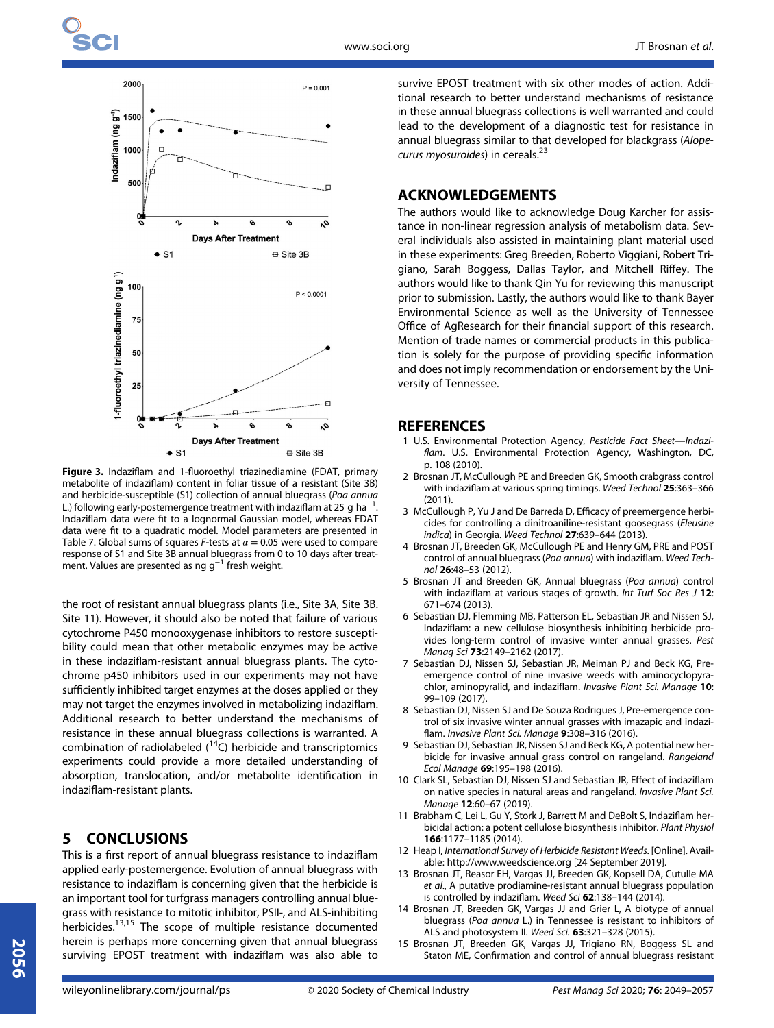**Figure 3.** Indaziflam and 1-fluoroethyl triazinediamine (FDAT, primary metabolite of indaziflam) content in foliar tissue of a resistant (Site 3B) and herbicide-susceptible (S1) collection of annual bluegrass (*Poa annua* L.) following early-postemergence treatment with indaziflam at 25 g $ha^{-1}$. Indaziflam data were fit to a lognormal Gaussian model, whereas FDAT data were fit to a quadratic model. Model parameters are presented in Table 7. Global sums of squares *F*-tests at $\alpha = 0.05$ were used to compare response of S1 and Site 3B annual bluegrass from 0 to 10 days after treatment. Values are presented as ng $g^{-1}$ fresh weight.

the root of resistant annual bluegrass plants (i.e., Site 3A, Site 3B. Site 11). However, it should also be noted that failure of various cytochrome P450 monooxygenase inhibitors to restore susceptibility could mean that other metabolic enzymes may be active in these indaziflam-resistant annual bluegrass plants. The cytochrome p450 inhibitors used in our experiments may not have sufficiently inhibited target enzymes at the doses applied or they may not target the enzymes involved in metabolizing indaziflam. Additional research to better understand the mechanisms of resistance in these annual bluegrass collections is warranted. A combination of radiolabeled ($^{14}$C) herbicide and transcriptomics experiments could provide a more detailed understanding of absorption, translocation, and/or metabolite identification in indaziflam-resistant plants.

## 5 CONCLUSIONS

This is a first report of annual bluegrass resistance to indaziflam applied early-postemergence. Evolution of annual bluegrass with resistance to indaziflam is concerning given that the herbicide is an important tool for turfgrass managers controlling annual bluegrass with resistance to mitotic inhibitor, PSII-, and ALS-inhibiting herbicides.[13,15] The scope of multiple resistance documented herein is perhaps more concerning given that annual bluegrass surviving EPOST treatment with indaziflam was also able to survive EPOST treatment with six other modes of action. Additional research to better understand mechanisms of resistance in these annual bluegrass collections is well warranted and could lead to the development of a diagnostic test for resistance in annual bluegrass similar to that developed for blackgrass (*Alopecurus myosuroides*) in cereals.[23]

## ACKNOWLEDGEMENTS

The authors would like to acknowledge Doug Karcher for assistance in non-linear regression analysis of metabolism data. Several individuals also assisted in maintaining plant material used in these experiments: Greg Breeden, Roberto Viggiani, Robert Trigiano, Sarah Boggess, Dallas Taylor, and Mitchell Riffey. The authors would like to thank Qin Yu for reviewing this manuscript prior to submission. Lastly, the authors would like to thank Bayer Environmental Science as well as the University of Tennessee Office of AgResearch for their financial support of this research. Mention of trade names or commercial products in this publication is solely for the purpose of providing specific information and does not imply recommendation or endorsement by the University of Tennessee.

## REFERENCES

1. U.S. Environmental Protection Agency, *Pesticide Fact Sheet—Indaziflam*. U.S. Environmental Protection Agency, Washington, DC, p. 108 (2010).
2. Brosnan JT, McCullough PE and Breeden GK, Smooth crabgrass control with indaziflam at various spring timings. *Weed Technol* **25**:363–366 (2011).
3. McCullough P, Yu J and De Barreda D, Efficacy of preemergence herbicides for controlling a dinitroaniline-resistant goosegrass (*Eleusine indica*) in Georgia. *Weed Technol* **27**:639–644 (2013).
4. Brosnan JT, Breeden GK, McCullough PE and Henry GM, PRE and POST control of annual bluegrass (*Poa annua*) with indaziflam. *Weed Technol* **26**:48–53 (2012).
5. Brosnan JT and Breeden GK, Annual bluegrass (*Poa annua*) control with indaziflam at various stages of growth. *Int Turf Soc Res J* **12**: 671–674 (2013).
6. Sebastian DJ, Flemming MB, Patterson EL, Sebastian JR and Nissen SJ, Indaziflam: a new cellulose biosynthesis inhibiting herbicide provides long-term control of invasive winter annual grasses. *Pest Manag Sci* **73**:2149–2162 (2017).
7. Sebastian DJ, Nissen SJ, Sebastian JR, Meiman PJ and Beck KG, Preemergence control of nine invasive weeds with aminocyclopyrachlor, aminopyralid, and indaziflam. *Invasive Plant Sci. Manage* **10**: 99–109 (2017).
8. Sebastian DJ, Nissen SJ and De Souza Rodrigues J, Pre-emergence control of six invasive winter annual grasses with imazapic and indaziflam. *Invasive Plant Sci. Manage* **9**:308–316 (2016).
9. Sebastian DJ, Sebastian JR, Nissen SJ and Beck KG, A potential new herbicide for invasive annual grass control on rangeland. *Rangeland Ecol Manage* **69**:195–198 (2016).
10. Clark SL, Sebastian DJ, Nissen SJ and Sebastian JR, Effect of indaziflam on native species in natural areas and rangeland. *Invasive Plant Sci. Manage* **12**:60–67 (2019).
11. Brabham C, Lei L, Gu Y, Stork J, Barrett M and DeBolt S, Indaziflam herbicidal action: a potent cellulose biosynthesis inhibitor. *Plant Physiol* **166**:1177–1185 (2014).
12. Heap I, *International Survey of Herbicide Resistant Weeds*. [Online]. Available: http://www.weedscience.org [24 September 2019].
13. Brosnan JT, Reasor EH, Vargas JJ, Breeden GK, Kopsell DA, Cutulle MA *et al.*, A putative prodiamine-resistant annual bluegrass population is controlled by indaziflam. *Weed Sci* **62**:138–144 (2014).
14. Brosnan JT, Breeden GK, Vargas JJ and Grier L, A biotype of annual bluegrass (*Poa annua* L.) in Tennessee is resistant to inhibitors of ALS and photosystem II. *Weed Sci.* **63**:321–328 (2015).
15. Brosnan JT, Breeden GK, Vargas JJ, Trigiano RN, Boggess SL and Staton ME, Confirmation and control of annual bluegrass resistant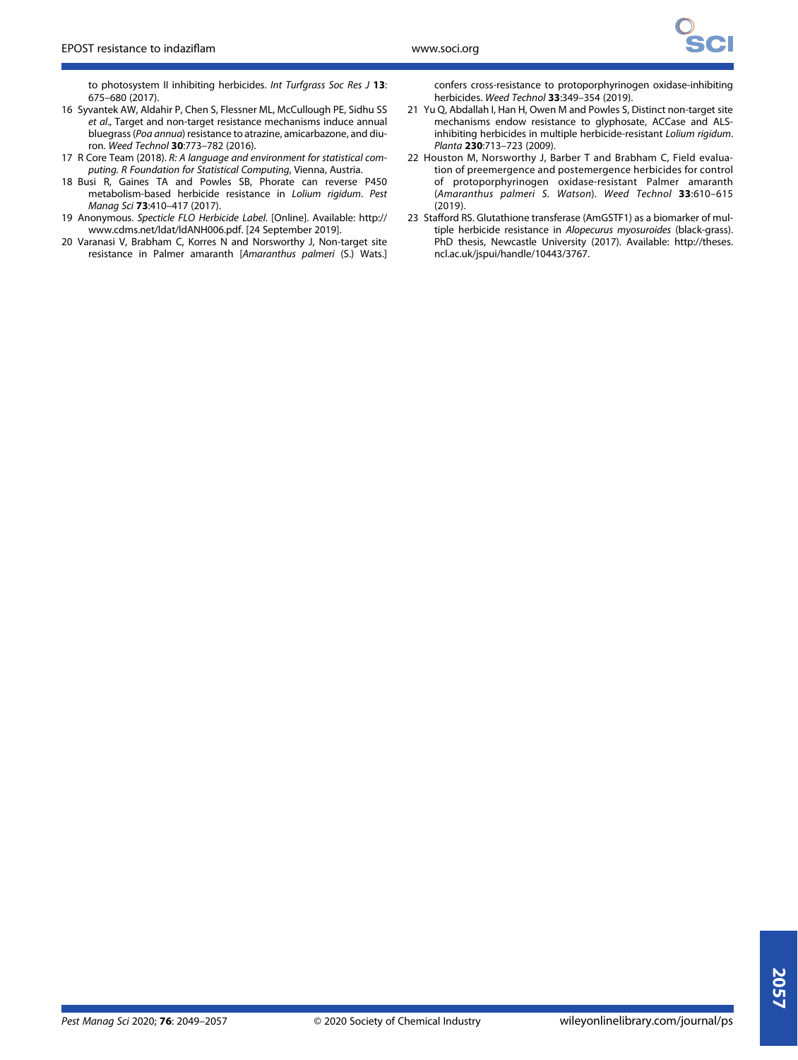to photosystem II inhibiting herbicides. *Int Turfgrass Soc Res J* **13**: 675–680 (2017).

16 Syvantek AW, Aldahir P, Chen S, Flessner ML, McCullough PE, Sidhu SS *et al.*, Target and non-target resistance mechanisms induce annual bluegrass (*Poa annua*) resistance to atrazine, amicarbazone, and diuron. *Weed Technol* **30**:773–782 (2016).

17 R Core Team (2018). *R: A language and environment for statistical computing. R Foundation for Statistical Computing*, Vienna, Austria.

18 Busi R, Gaines TA and Powles SB, Phorate can reverse P450 metabolism-based herbicide resistance in *Lolium rigidum*. *Pest Manag Sci* **73**:410–417 (2017).

19 Anonymous. *Specticle FLO Herbicide Label*. [Online]. Available: http://www.cdms.net/ldat/ldANH006.pdf. [24 September 2019].

20 Varanasi V, Brabham C, Korres N and Norsworthy J, Non-target site resistance in Palmer amaranth [*Amaranthus palmeri* (S.) Wats.] confers cross-resistance to protoporphyrinogen oxidase-inhibiting herbicides. *Weed Technol* **33**:349–354 (2019).

21 Yu Q, Abdallah I, Han H, Owen M and Powles S, Distinct non-target site mechanisms endow resistance to glyphosate, ACCase and ALS-inhibiting herbicides in multiple herbicide-resistant *Lolium rigidum*. *Planta* **230**:713–723 (2009).

22 Houston M, Norsworthy J, Barber T and Brabham C, Field evaluation of preemergence and postemergence herbicides for control of protoporphyrinogen oxidase-resistant Palmer amaranth (*Amaranthus palmeri S. Watson*). *Weed Technol* **33**:610–615 (2019).

23 Stafford RS. Glutathione transferase (AmGSTF1) as a biomarker of multiple herbicide resistance in *Alopecurus myosuroides* (black-grass). PhD thesis, Newcastle University (2017). Available: http://theses.ncl.ac.uk/jspui/handle/10443/3767.